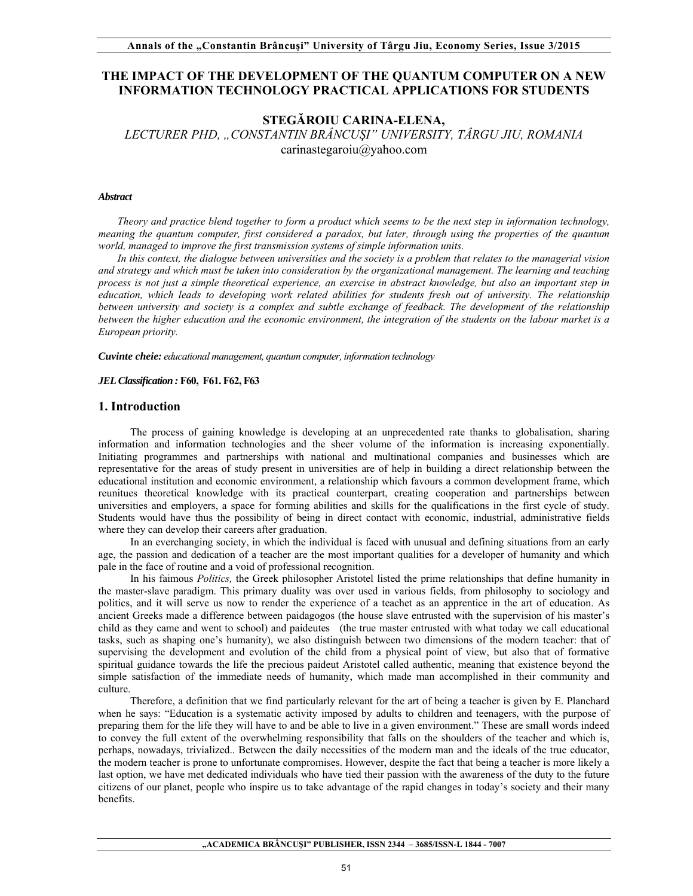# THE IMPACT OF THE DEVELOPMENT OF THE QUANTUM COMPUTER ON A NEW INFORMATION TECHNOLOGY PRACTICAL APPLICATIONS FOR STUDENTS

**STEGĂROIU CARINA-ELENA,**

*LECTURER PHD, „CONSTANTIN BRÂNCUŞI" UNIVERSITY, TÂRGU JIU, ROMANIA*

carinastegaroiu@yahoo.com

***Abstract***

*Theory and practice blend together to form a product which seems to be the next step in information technology, meaning the quantum computer, first considered a paradox, but later, through using the properties of the quantum world, managed to improve the first transmission systems of simple information units.*

*In this context, the dialogue between universities and the society is a problem that relates to the managerial vision and strategy and which must be taken into consideration by the organizational management. The learning and teaching process is not just a simple theoretical experience, an exercise in abstract knowledge, but also an important step in education, which leads to developing work related abilities for students fresh out of university. The relationship between university and society is a complex and subtle exchange of feedback. The development of the relationship between the higher education and the economic environment, the integration of the students on the labour market is a European priority.*

***Cuvinte cheie:*** *educational management, quantum computer, information technology*

***JEL Classification :*** **F60, F61. F62, F63**

## 1. Introduction

The process of gaining knowledge is developing at an unprecedented rate thanks to globalisation, sharing information and information technologies and the sheer volume of the information is increasing exponentially. Initiating programmes and partnerships with national and multinational companies and businesses which are representative for the areas of study present in universities are of help in building a direct relationship between the educational institution and economic environment, a relationship which favours a common development frame, which reunitues theoretical knowledge with its practical counterpart, creating cooperation and partnerships between universities and employers, a space for forming abilities and skills for the qualifications in the first cycle of study. Students would have thus the possibility of being in direct contact with economic, industrial, administrative fields where they can develop their careers after graduation.

In an everchanging society, in which the individual is faced with unusual and defining situations from an early age, the passion and dedication of a teacher are the most important qualities for a developer of humanity and which pale in the face of routine and a void of professional recognition.

In his faimous *Politics,* the Greek philosopher Aristotel listed the prime relationships that define humanity in the master-slave paradigm. This primary duality was over used in various fields, from philosophy to sociology and politics, and it will serve us now to render the experience of a teachet as an apprentice in the art of education. As ancient Greeks made a difference between paidagogos (the house slave entrusted with the supervision of his master's child as they came and went to school) and paideutes (the true master entrusted with what today we call educational tasks, such as shaping one's humanity), we also distinguish between two dimensions of the modern teacher: that of supervising the development and evolution of the child from a physical point of view, but also that of formative spiritual guidance towards the life the precious paideut Aristotel called authentic, meaning that existence beyond the simple satisfaction of the immediate needs of humanity, which made man accomplished in their community and culture.

Therefore, a definition that we find particularly relevant for the art of being a teacher is given by E. Planchard when he says: "Education is a systematic activity imposed by adults to children and teenagers, with the purpose of preparing them for the life they will have to and be able to live in a given environment." These are small words indeed to convey the full extent of the overwhelming responsibility that falls on the shoulders of the teacher and which is, perhaps, nowadays, trivialized.. Between the daily necessities of the modern man and the ideals of the true educator, the modern teacher is prone to unfortunate compromises. However, despite the fact that being a teacher is more likely a last option, we have met dedicated individuals who have tied their passion with the awareness of the duty to the future citizens of our planet, people who inspire us to take advantage of the rapid changes in today's society and their many benefits.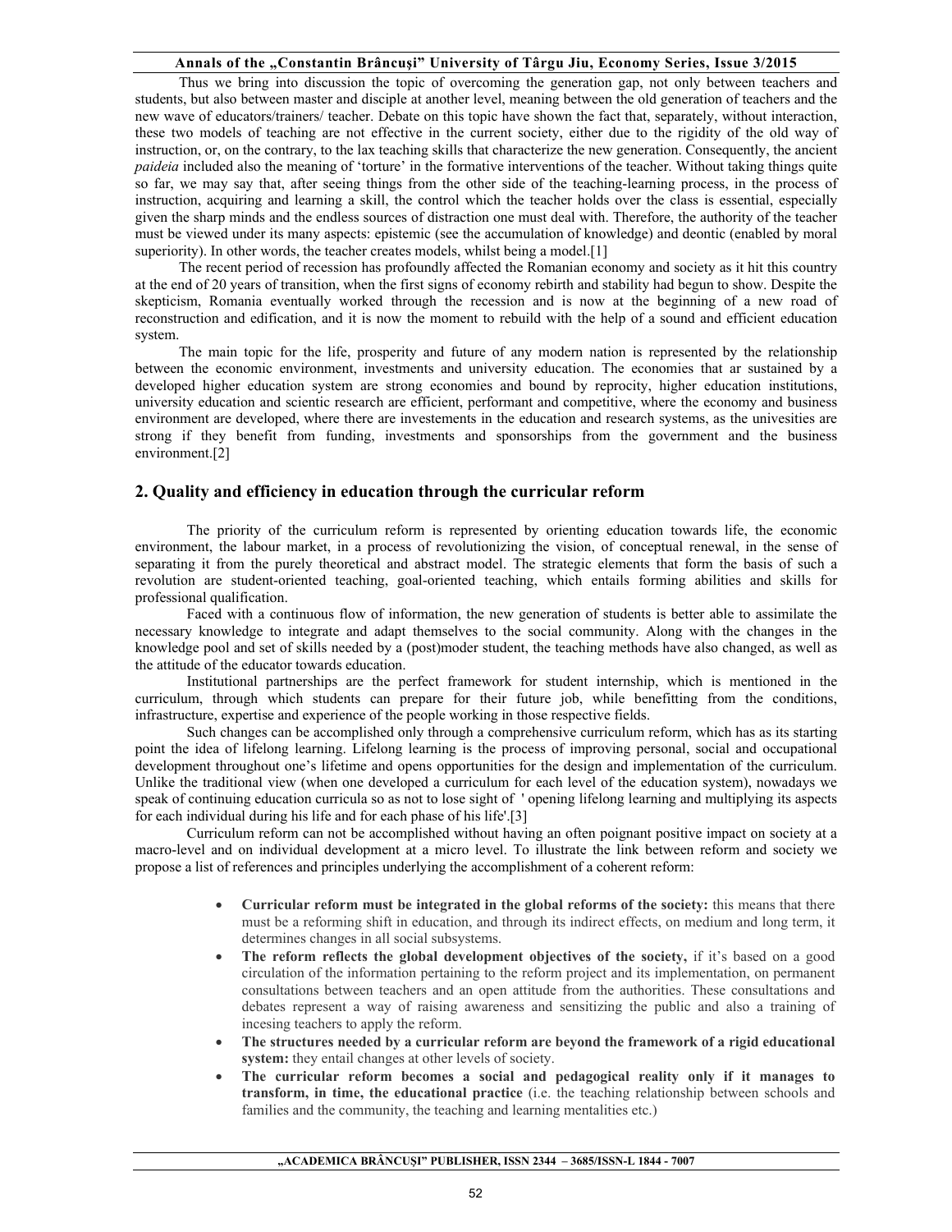Thus we bring into discussion the topic of overcoming the generation gap, not only between teachers and students, but also between master and disciple at another level, meaning between the old generation of teachers and the new wave of educators/trainers/ teacher. Debate on this topic have shown the fact that, separately, without interaction, these two models of teaching are not effective in the current society, either due to the rigidity of the old way of instruction, or, on the contrary, to the lax teaching skills that characterize the new generation. Consequently, the ancient *paideia* included also the meaning of 'torture' in the formative interventions of the teacher. Without taking things quite so far, we may say that, after seeing things from the other side of the teaching-learning process, in the process of instruction, acquiring and learning a skill, the control which the teacher holds over the class is essential, especially given the sharp minds and the endless sources of distraction one must deal with. Therefore, the authority of the teacher must be viewed under its many aspects: epistemic (see the accumulation of knowledge) and deontic (enabled by moral superiority). In other words, the teacher creates models, whilst being a model.[1]

The recent period of recession has profoundly affected the Romanian economy and society as it hit this country at the end of 20 years of transition, when the first signs of economy rebirth and stability had begun to show. Despite the skepticism, Romania eventually worked through the recession and is now at the beginning of a new road of reconstruction and edification, and it is now the moment to rebuild with the help of a sound and efficient education system.

The main topic for the life, prosperity and future of any modern nation is represented by the relationship between the economic environment, investments and university education. The economies that ar sustained by a developed higher education system are strong economies and bound by reprocity, higher education institutions, university education and scientic research are efficient, performant and competitive, where the economy and business environment are developed, where there are investements in the education and research systems, as the univesities are strong if they benefit from funding, investments and sponsorships from the government and the business environment.[2]

## 2. Quality and efficiency in education through the curricular reform

The priority of the curriculum reform is represented by orienting education towards life, the economic environment, the labour market, in a process of revolutionizing the vision, of conceptual renewal, in the sense of separating it from the purely theoretical and abstract model. The strategic elements that form the basis of such a revolution are student-oriented teaching, goal-oriented teaching, which entails forming abilities and skills for professional qualification.

Faced with a continuous flow of information, the new generation of students is better able to assimilate the necessary knowledge to integrate and adapt themselves to the social community. Along with the changes in the knowledge pool and set of skills needed by a (post)moder student, the teaching methods have also changed, as well as the attitude of the educator towards education.

Institutional partnerships are the perfect framework for student internship, which is mentioned in the curriculum, through which students can prepare for their future job, while benefitting from the conditions, infrastructure, expertise and experience of the people working in those respective fields.

Such changes can be accomplished only through a comprehensive curriculum reform, which has as its starting point the idea of lifelong learning. Lifelong learning is the process of improving personal, social and occupational development throughout one's lifetime and opens opportunities for the design and implementation of the curriculum. Unlike the traditional view (when one developed a curriculum for each level of the education system), nowadays we speak of continuing education curricula so as not to lose sight of ' opening lifelong learning and multiplying its aspects for each individual during his life and for each phase of his life'.[3]

Curriculum reform can not be accomplished without having an often poignant positive impact on society at a macro-level and on individual development at a micro level. To illustrate the link between reform and society we propose a list of references and principles underlying the accomplishment of a coherent reform:

- **Curricular reform must be integrated in the global reforms of the society:** this means that there must be a reforming shift in education, and through its indirect effects, on medium and long term, it determines changes in all social subsystems.
- **The reform reflects the global development objectives of the society,** if it's based on a good circulation of the information pertaining to the reform project and its implementation, on permanent consultations between teachers and an open attitude from the authorities. These consultations and debates represent a way of raising awareness and sensitizing the public and also a training of incesing teachers to apply the reform.
- **The structures needed by a curricular reform are beyond the framework of a rigid educational system:** they entail changes at other levels of society.
- **The curricular reform becomes a social and pedagogical reality only if it manages to transform, in time, the educational practice** (i.e. the teaching relationship between schools and families and the community, the teaching and learning mentalities etc.)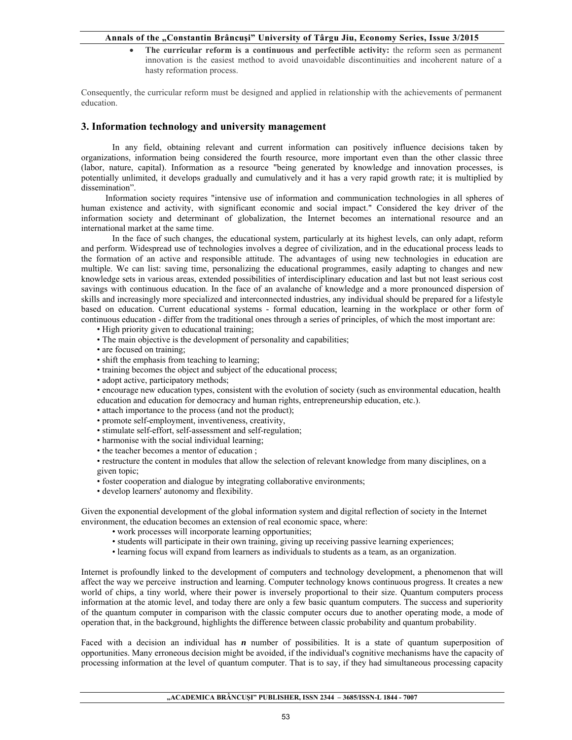- **The curricular reform is a continuous and perfectible activity:** the reform seen as permanent innovation is the easiest method to avoid unavoidable discontinuities and incoherent nature of a hasty reformation process.

Consequently, the curricular reform must be designed and applied in relationship with the achievements of permanent education.

## 3. Information technology and university management

In any field, obtaining relevant and current information can positively influence decisions taken by organizations, information being considered the fourth resource, more important even than the other classic three (labor, nature, capital). Information as a resource "being generated by knowledge and innovation processes, is potentially unlimited, it develops gradually and cumulatively and it has a very rapid growth rate; it is multiplied by dissemination".

Information society requires "intensive use of information and communication technologies in all spheres of human existence and activity, with significant economic and social impact." Considered the key driver of the information society and determinant of globalization, the Internet becomes an international resource and an international market at the same time.

In the face of such changes, the educational system, particularly at its highest levels, can only adapt, reform and perform. Widespread use of technologies involves a degree of civilization, and in the educational process leads to the formation of an active and responsible attitude. The advantages of using new technologies in education are multiple. We can list: saving time, personalizing the educational programmes, easily adapting to changes and new knowledge sets in various areas, extended possibilities of interdisciplinary education and last but not least serious cost savings with continuous education. In the face of an avalanche of knowledge and a more pronounced dispersion of skills and increasingly more specialized and interconnected industries, any individual should be prepared for a lifestyle based on education. Current educational systems - formal education, learning in the workplace or other form of continuous education - differ from the traditional ones through a series of principles, of which the most important are:

- High priority given to educational training;
- The main objective is the development of personality and capabilities;
- are focused on training;
- shift the emphasis from teaching to learning;
- training becomes the object and subject of the educational process;
- adopt active, participatory methods;
- encourage new education types, consistent with the evolution of society (such as environmental education, health education and education for democracy and human rights, entrepreneurship education, etc.).
- attach importance to the process (and not the product);
- promote self-employment, inventiveness, creativity,
- stimulate self-effort, self-assessment and self-regulation;
- harmonise with the social individual learning;
- the teacher becomes a mentor of education ;
- restructure the content in modules that allow the selection of relevant knowledge from many disciplines, on a given topic;
- foster cooperation and dialogue by integrating collaborative environments;
- develop learners' autonomy and flexibility.

Given the exponential development of the global information system and digital reflection of society in the Internet environment, the education becomes an extension of real economic space, where:

- work processes will incorporate learning opportunities;
- students will participate in their own training, giving up receiving passive learning experiences;
- learning focus will expand from learners as individuals to students as a team, as an organization.

Internet is profoundly linked to the development of computers and technology development, a phenomenon that will affect the way we perceive instruction and learning. Computer technology knows continuous progress. It creates a new world of chips, a tiny world, where their power is inversely proportional to their size. Quantum computers process information at the atomic level, and today there are only a few basic quantum computers. The success and superiority of the quantum computer in comparison with the classic computer occurs due to another operating mode, a mode of operation that, in the background, highlights the difference between classic probability and quantum probability.

Faced with a decision an individual has ***n*** number of possibilities. It is a state of quantum superposition of opportunities. Many erroneous decision might be avoided, if the individual's cognitive mechanisms have the capacity of processing information at the level of quantum computer. That is to say, if they had simultaneous processing capacity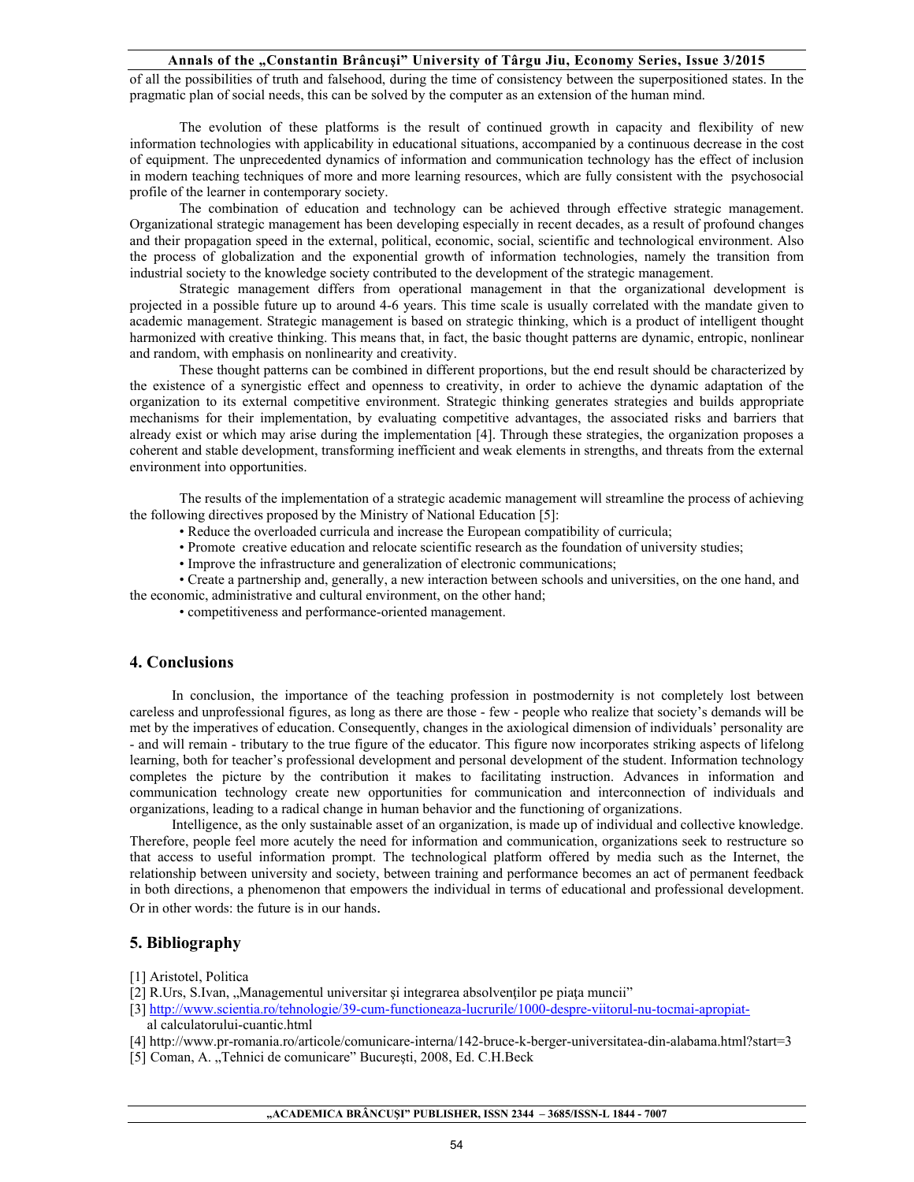of all the possibilities of truth and falsehood, during the time of consistency between the superpositioned states. In the pragmatic plan of social needs, this can be solved by the computer as an extension of the human mind.

The evolution of these platforms is the result of continued growth in capacity and flexibility of new information technologies with applicability in educational situations, accompanied by a continuous decrease in the cost of equipment. The unprecedented dynamics of information and communication technology has the effect of inclusion in modern teaching techniques of more and more learning resources, which are fully consistent with the psychosocial profile of the learner in contemporary society.

The combination of education and technology can be achieved through effective strategic management. Organizational strategic management has been developing especially in recent decades, as a result of profound changes and their propagation speed in the external, political, economic, social, scientific and technological environment. Also the process of globalization and the exponential growth of information technologies, namely the transition from industrial society to the knowledge society contributed to the development of the strategic management.

Strategic management differs from operational management in that the organizational development is projected in a possible future up to around 4-6 years. This time scale is usually correlated with the mandate given to academic management. Strategic management is based on strategic thinking, which is a product of intelligent thought harmonized with creative thinking. This means that, in fact, the basic thought patterns are dynamic, entropic, nonlinear and random, with emphasis on nonlinearity and creativity.

These thought patterns can be combined in different proportions, but the end result should be characterized by the existence of a synergistic effect and openness to creativity, in order to achieve the dynamic adaptation of the organization to its external competitive environment. Strategic thinking generates strategies and builds appropriate mechanisms for their implementation, by evaluating competitive advantages, the associated risks and barriers that already exist or which may arise during the implementation [4]. Through these strategies, the organization proposes a coherent and stable development, transforming inefficient and weak elements in strengths, and threats from the external environment into opportunities.

The results of the implementation of a strategic academic management will streamline the process of achieving the following directives proposed by the Ministry of National Education [5]:

- Reduce the overloaded curricula and increase the European compatibility of curricula;
- Promote creative education and relocate scientific research as the foundation of university studies;
- Improve the infrastructure and generalization of electronic communications;
- Create a partnership and, generally, a new interaction between schools and universities, on the one hand, and the economic, administrative and cultural environment, on the other hand;
- competitiveness and performance-oriented management.

## 4. Conclusions

In conclusion, the importance of the teaching profession in postmodernity is not completely lost between careless and unprofessional figures, as long as there are those - few - people who realize that society's demands will be met by the imperatives of education. Consequently, changes in the axiological dimension of individuals' personality are - and will remain - tributary to the true figure of the educator. This figure now incorporates striking aspects of lifelong learning, both for teacher's professional development and personal development of the student. Information technology completes the picture by the contribution it makes to facilitating instruction. Advances in information and communication technology create new opportunities for communication and interconnection of individuals and organizations, leading to a radical change in human behavior and the functioning of organizations.

Intelligence, as the only sustainable asset of an organization, is made up of individual and collective knowledge. Therefore, people feel more acutely the need for information and communication, organizations seek to restructure so that access to useful information prompt. The technological platform offered by media such as the Internet, the relationship between university and society, between training and performance becomes an act of permanent feedback in both directions, a phenomenon that empowers the individual in terms of educational and professional development. Or in other words: the future is in our hands.

## 5. Bibliography

[1] Aristotel, Politica

[2] R.Urs, S.Ivan, „Managementul universitar și integrarea absolvenților pe piața muncii"

[3] http://www.scientia.ro/tehnologie/39-cum-functioneaza-lucrurile/1000-despre-viitorul-nu-tocmai-apropiat-al calculatorului-cuantic.html

[4] http://www.pr-romania.ro/articole/comunicare-interna/142-bruce-k-berger-universitatea-din-alabama.html?start=3

[5] Coman, A. „Tehnici de comunicare" București, 2008, Ed. C.H.Beck